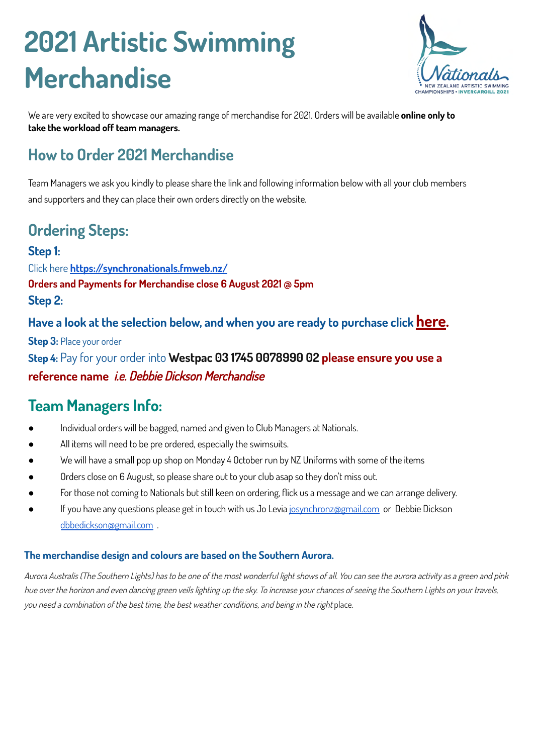# 2021 Artistic Swimming Merchandise

We are very excited to showcase our amazing range of merchandise for 2021. Orders will be available **online only to take the workload off team managers.**

## How to Order 2021 Merchandise

Team Managers we ask you kindly to please share the link and following information below with all your club members and supporters and they can place their own orders directly on the website.

## Ordering Steps:

**Step 1:**

Click here **https://synchronationals.fmweb.nz/**

**Orders and Payments for Merchandise close 6 August 2021 @ 5pm**

**Step 2:**

**Have a look at the selection below, and when you are ready to purchase click here.**

**Step 3:** Place your order

**Step 4:** Pay for your order into **Westpac 03 1745 0078990 02** **please ensure you use a reference name** ***i.e. Debbie Dickson Merchandise***

## Team Managers Info:

- Individual orders will be bagged, named and given to Club Managers at Nationals.
- All items will need to be pre ordered, especially the swimsuits.
- We will have a small pop up shop on Monday 4 October run by NZ Uniforms with some of the items
- Orders close on 6 August, so please share out to your club asap so they don't miss out.
- For those not coming to Nationals but still keen on ordering, flick us a message and we can arrange delivery.
- If you have any questions please get in touch with us Jo Levia josynchronz@gmail.com or Debbie Dickson dbbedickson@gmail.com .

**The merchandise design and colours are based on the Southern Aurora.**

*Aurora Australis (The Southern Lights) has to be one of the most wonderful light shows of all. You can see the aurora activity as a green and pink hue over the horizon and even dancing green veils lighting up the sky. To increase your chances of seeing the Southern Lights on your travels, you need a combination of the best time, the best weather conditions, and being in the right* place.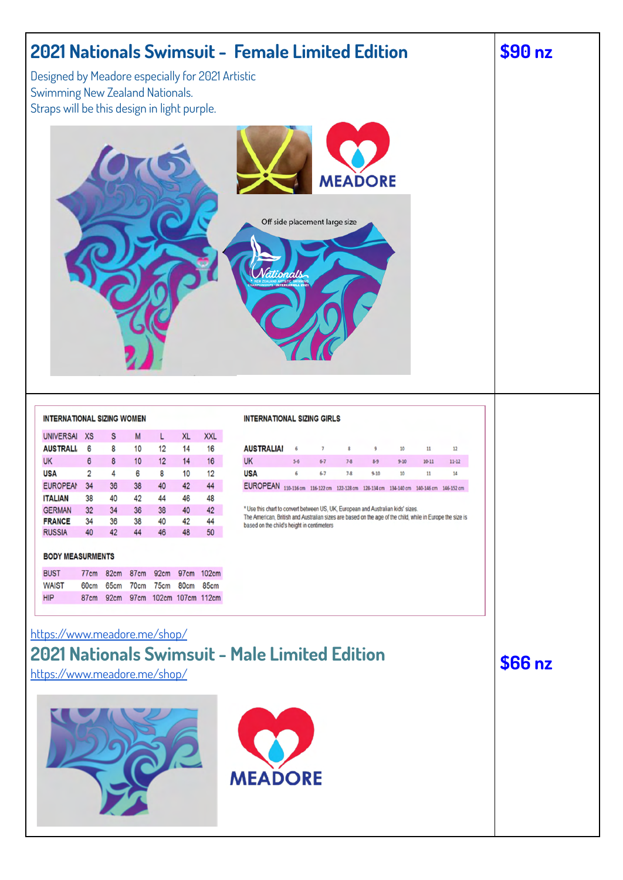## 2021 Nationals Swimsuit - Female Limited Edition

**$90 nz**

Designed by Meadore especially for 2021 Artistic Swimming New Zealand Nationals.
Straps will be this design in light purple.

MEADORE

Off side placement large size

**INTERNATIONAL SIZING WOMEN**

| UNIVERSAL | XS | S | M | L | XL | XXL |
|---|---|---|---|---|---|---|
| AUSTRALIA | 6 | 8 | 10 | 12 | 14 | 16 |
| UK | 6 | 8 | 10 | 12 | 14 | 16 |
| USA | 2 | 4 | 6 | 8 | 10 | 12 |
| EUROPEAN | 34 | 36 | 38 | 40 | 42 | 44 |
| ITALIAN | 38 | 40 | 42 | 44 | 46 | 48 |
| GERMAN | 32 | 34 | 36 | 38 | 40 | 42 |
| FRANCE | 34 | 36 | 38 | 40 | 42 | 44 |
| RUSSIA | 40 | 42 | 44 | 46 | 48 | 50 |

**BODY MEASURMENTS**

| BUST | 77cm | 82cm | 87cm | 92cm | 97cm | 102cm |
|---|---|---|---|---|---|---|
| WAIST | 60cm | 65cm | 70cm | 75cm | 80cm | 85cm |
| HIP | 87cm | 92cm | 97cm | 102cm | 107cm | 112cm |

**INTERNATIONAL SIZING GIRLS**

| AUSTRALIA | 6 | 7 | 8 | 9 | 10 | 11 | 12 |
|---|---|---|---|---|---|---|---|
| UK | 5-6 | 6-7 | 7-8 | 8-9 | 9-10 | 10-11 | 11-12 |
| USA | 6 | 6-7 | 7-8 | 9-10 | 10 | 11 | 14 |
| EUROPEAN | 110-116 cm | 116-122 cm | 122-128 cm | 128-134 cm | 134-140 cm | 140-146 cm | 146-152 cm |

* Use this chart to convert between US, UK, European and Australian kids' sizes.
The American, British and Australian sizes are based on the age of the child, while in Europe the size is based on the child's height in centimeters

https://www.meadore.me/shop/

## 2021 Nationals Swimsuit - Male Limited Edition

**$66 nz**

https://www.meadore.me/shop/

MEADORE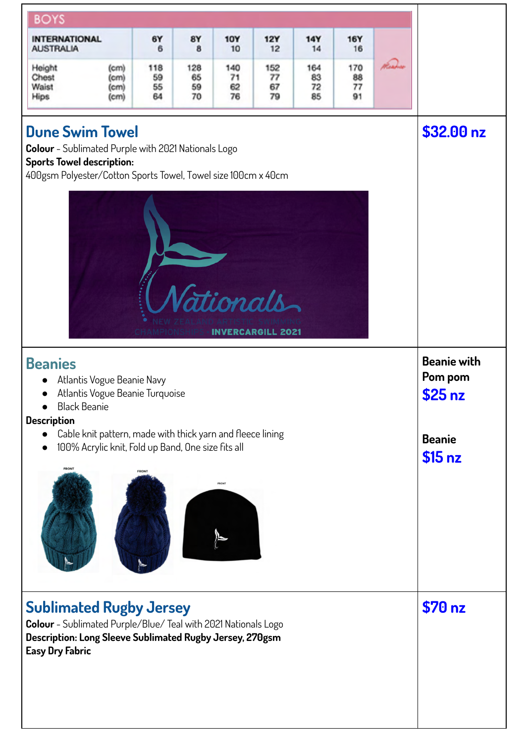| BOYS | | | | | | | |
|---|---|---|---|---|---|---|---|
| INTERNATIONAL AUSTRALIA | | 6Y 6 | 8Y 8 | 10Y 10 | 12Y 12 | 14Y 14 | 16Y 16 |
| Height | (cm) | 118 | 128 | 140 | 152 | 164 | 170 |
| Chest | (cm) | 59 | 65 | 71 | 77 | 83 | 88 |
| Waist | (cm) | 55 | 59 | 62 | 67 | 72 | 77 |
| Hips | (cm) | 64 | 70 | 76 | 79 | 85 | 91 |

## Dune Swim Towel

**$32.00 nz**

**Colour** - Sublimated Purple with 2021 Nationals Logo

**Sports Towel description:**

400gsm Polyester/Cotton Sports Towel, Towel size 100cm x 40cm

## Beanies

- Atlantis Vogue Beanie Navy
- Atlantis Vogue Beanie Turquoise
- Black Beanie

**Description**

- Cable knit pattern, made with thick yarn and fleece lining
- 100% Acrylic knit, Fold up Band, One size fits all

**Beanie with Pom pom**
**$25 nz**

**Beanie**
**$15 nz**

## Sublimated Rugby Jersey

**$70 nz**

**Colour** - Sublimated Purple/Blue/ Teal with 2021 Nationals Logo

**Description: Long Sleeve Sublimated Rugby Jersey, 270gsm**

**Easy Dry Fabric**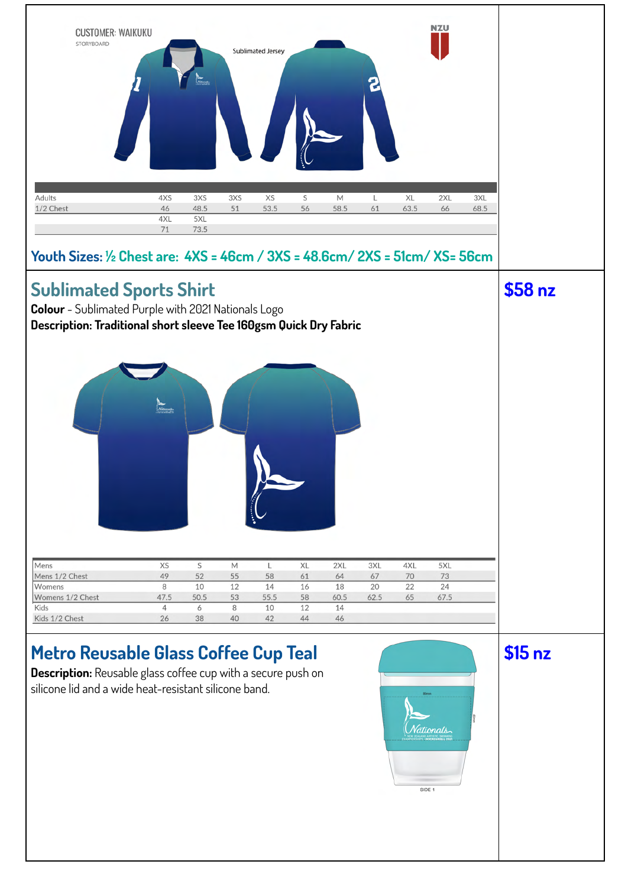CUSTOMER: WAIKUKU

STORYBOARD

Sublimated Jersey

NZU

| Adults | 4XS | 3XS | 3XS | XS | S | M | L | XL | 2XL | 3XL |
|---|---|---|---|---|---|---|---|---|---|---|
| 1/2 Chest | 46 | 48.5 | 51 | 53.5 | 56 | 58.5 | 61 | 63.5 | 66 | 68.5 |
| | 4XL | 5XL | | | | | | | | |
| | 71 | 73.5 | | | | | | | | |

**Youth Sizes: ½ Chest are: 4XS = 46cm / 3XS = 48.6cm/ 2XS = 51cm/ XS= 56cm**

## Sublimated Sports Shirt

**$58 nz**

**Colour** - Sublimated Purple with 2021 Nationals Logo

**Description: Traditional short sleeve Tee 160gsm Quick Dry Fabric**

| Mens | XS | S | M | L | XL | 2XL | 3XL | 4XL | 5XL |
|---|---|---|---|---|---|---|---|---|---|
| Mens 1/2 Chest | 49 | 52 | 55 | 58 | 61 | 64 | 67 | 70 | 73 |
| Womens | 8 | 10 | 12 | 14 | 16 | 18 | 20 | 22 | 24 |
| Womens 1/2 Chest | 47.5 | 50.5 | 53 | 55.5 | 58 | 60.5 | 62.5 | 65 | 67.5 |
| Kids | 4 | 6 | 8 | 10 | 12 | 14 | | | |
| Kids 1/2 Chest | 26 | 38 | 40 | 42 | 44 | 46 | | | |

## Metro Reusable Glass Coffee Cup Teal

**$15 nz**

**Description:** Reusable glass coffee cup with a secure push on silicone lid and a wide heat-resistant silicone band.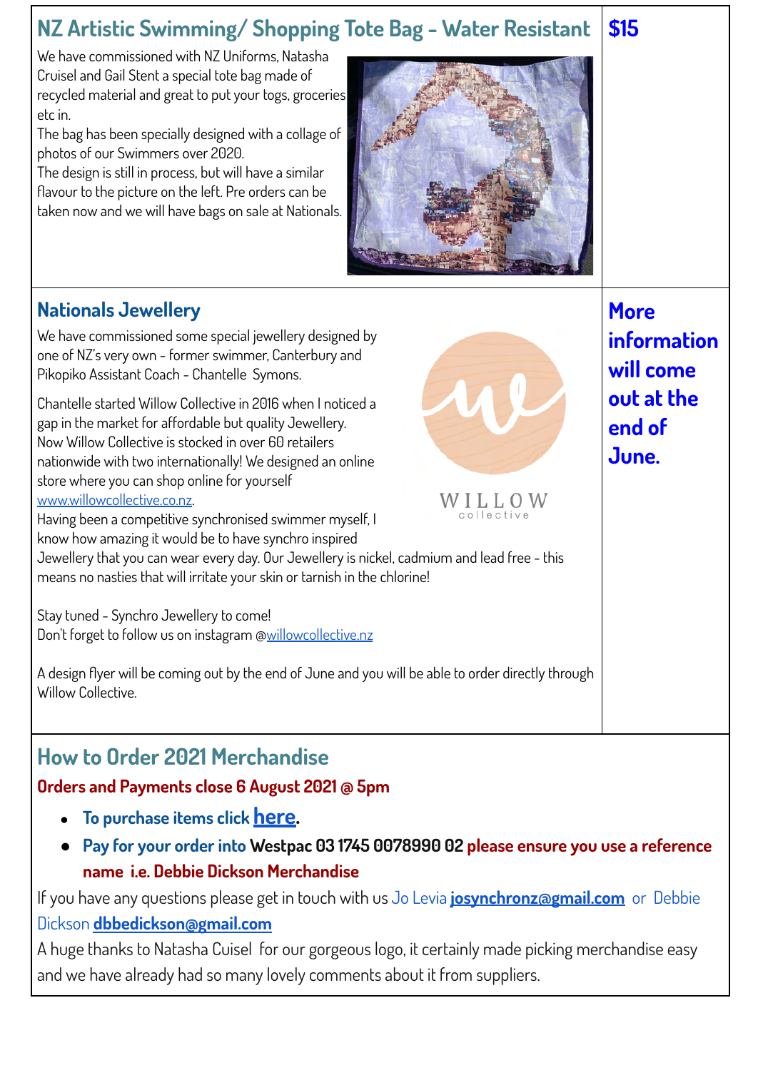## NZ Artistic Swimming/ Shopping Tote Bag - Water Resistant

**$15**

We have commissioned with NZ Uniforms, Natasha Cruisel and Gail Stent a special tote bag made of recycled material and great to put your togs, groceries etc in.

The bag has been specially designed with a collage of photos of our Swimmers over 2020.

The design is still in process, but will have a similar flavour to the picture on the left. Pre orders can be taken now and we will have bags on sale at Nationals.

## Nationals Jewellery

**More information will come out at the end of June.**

We have commissioned some special jewellery designed by one of NZ's very own - former swimmer, Canterbury and Pikopiko Assistant Coach - Chantelle Symons.

Chantelle started Willow Collective in 2016 when I noticed a gap in the market for affordable but quality Jewellery. Now Willow Collective is stocked in over 60 retailers nationwide with two internationally! We designed an online store where you can shop online for yourself www.willowcollective.co.nz.

WILLOW collective

Having been a competitive synchronised swimmer myself, I know how amazing it would be to have synchro inspired Jewellery that you can wear every day. Our Jewellery is nickel, cadmium and lead free - this means no nasties that will irritate your skin or tarnish in the chlorine!

Stay tuned - Synchro Jewellery to come!
Don't forget to follow us on instagram @willowcollective.nz

A design flyer will be coming out by the end of June and you will be able to order directly through Willow Collective.

## How to Order 2021 Merchandise

**Orders and Payments close 6 August 2021 @ 5pm**

- **To purchase items click here.**
- **Pay for your order into Westpac 03 1745 0078990 02 please ensure you use a reference name i.e. Debbie Dickson Merchandise**

If you have any questions please get in touch with us Jo Levia **josynchronz@gmail.com** or Debbie Dickson **dbbedickson@gmail.com**

A huge thanks to Natasha Cuisel for our gorgeous logo, it certainly made picking merchandise easy and we have already had so many lovely comments about it from suppliers.